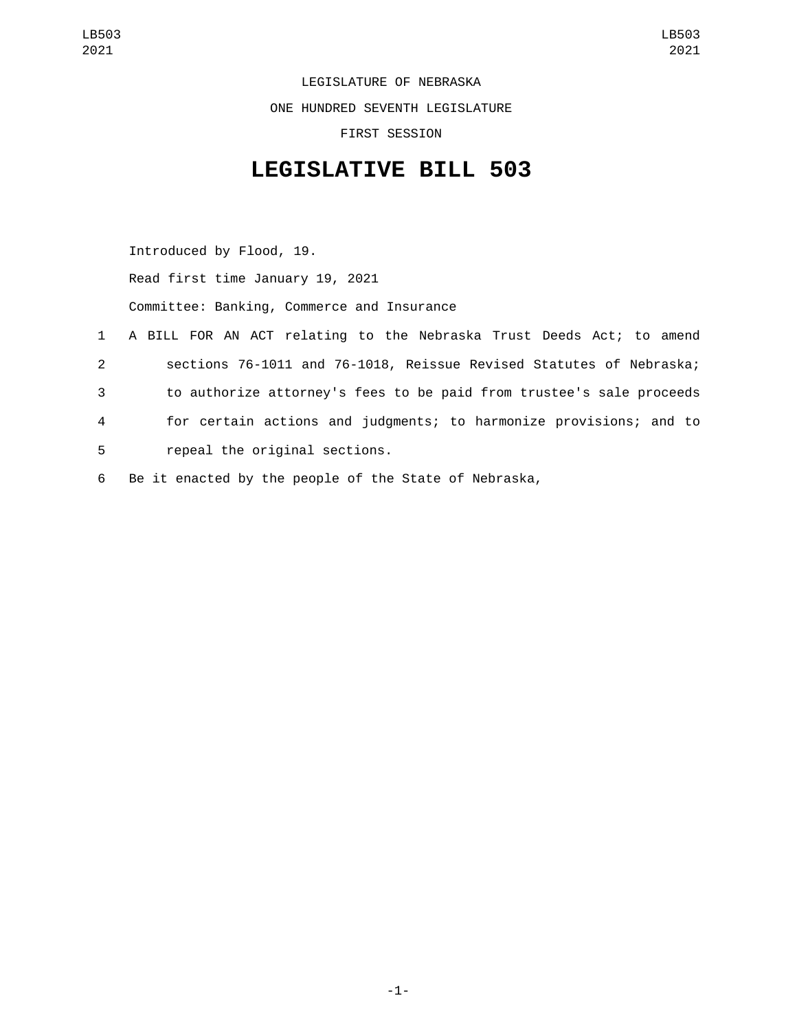LEGISLATURE OF NEBRASKA

ONE HUNDRED SEVENTH LEGISLATURE

FIRST SESSION

# LEGISLATIVE BILL 503

Introduced by Flood, 19.

Read first time January 19, 2021

Committee: Banking, Commerce and Insurance

1 A BILL FOR AN ACT relating to the Nebraska Trust Deeds Act; to amend
2 sections 76-1011 and 76-1018, Reissue Revised Statutes of Nebraska;
3 to authorize attorney's fees to be paid from trustee's sale proceeds
4 for certain actions and judgments; to harmonize provisions; and to
5 repeal the original sections.

6 Be it enacted by the people of the State of Nebraska,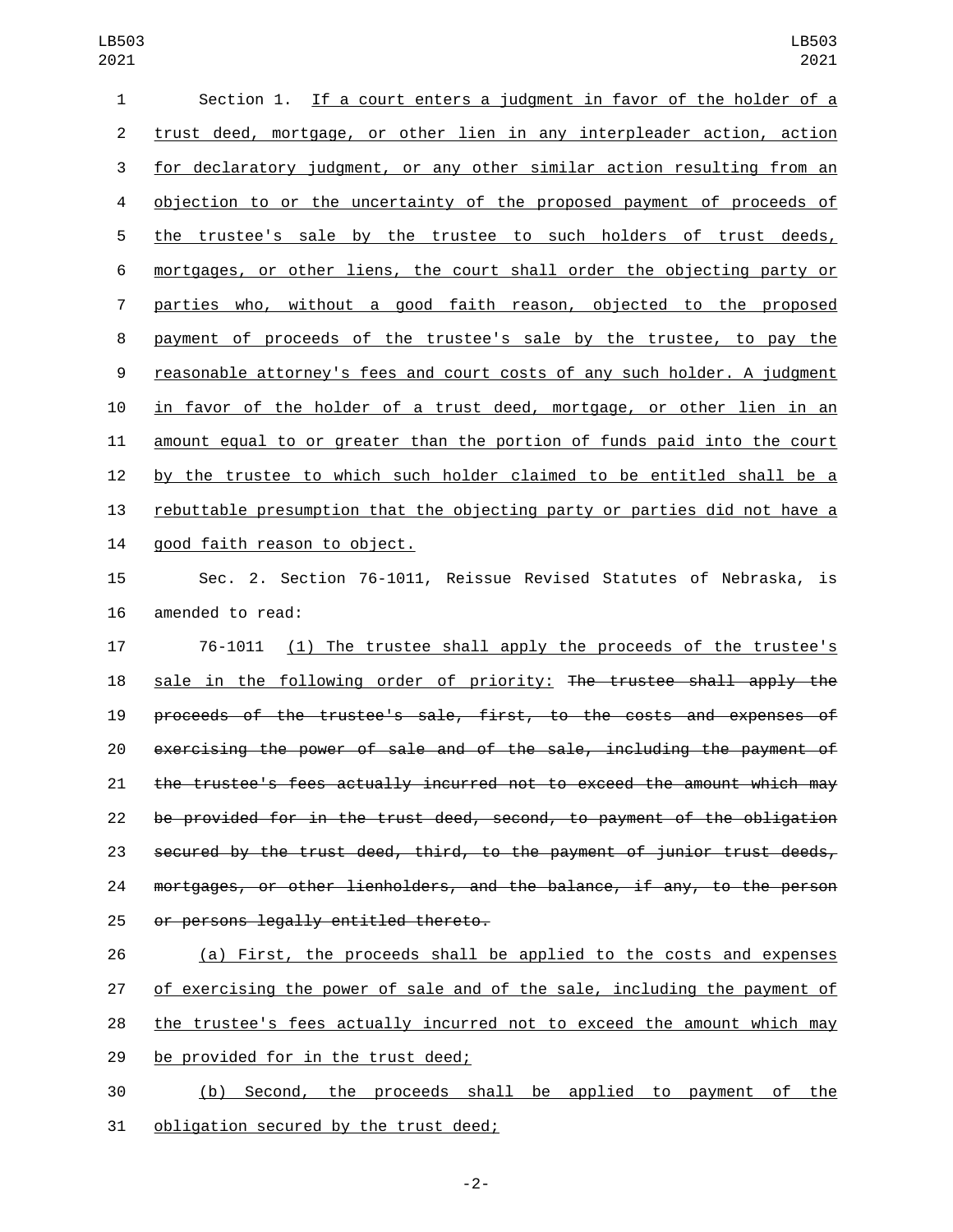Section 1. If a court enters a judgment in favor of the holder of a trust deed, mortgage, or other lien in any interpleader action, action for declaratory judgment, or any other similar action resulting from an objection to or the uncertainty of the proposed payment of proceeds of the trustee's sale by the trustee to such holders of trust deeds, mortgages, or other liens, the court shall order the objecting party or parties who, without a good faith reason, objected to the proposed payment of proceeds of the trustee's sale by the trustee, to pay the reasonable attorney's fees and court costs of any such holder. A judgment in favor of the holder of a trust deed, mortgage, or other lien in an amount equal to or greater than the portion of funds paid into the court by the trustee to which such holder claimed to be entitled shall be a rebuttable presumption that the objecting party or parties did not have a good faith reason to object.

Sec. 2. Section 76-1011, Reissue Revised Statutes of Nebraska, is amended to read:

76-1011 (1) The trustee shall apply the proceeds of the trustee's sale in the following order of priority: ~~The trustee shall apply the proceeds of the trustee's sale, first, to the costs and expenses of exercising the power of sale and of the sale, including the payment of the trustee's fees actually incurred not to exceed the amount which may be provided for in the trust deed, second, to payment of the obligation secured by the trust deed, third, to the payment of junior trust deeds, mortgages, or other lienholders, and the balance, if any, to the person or persons legally entitled thereto.~~

(a) First, the proceeds shall be applied to the costs and expenses of exercising the power of sale and of the sale, including the payment of the trustee's fees actually incurred not to exceed the amount which may be provided for in the trust deed;

(b) Second, the proceeds shall be applied to payment of the obligation secured by the trust deed;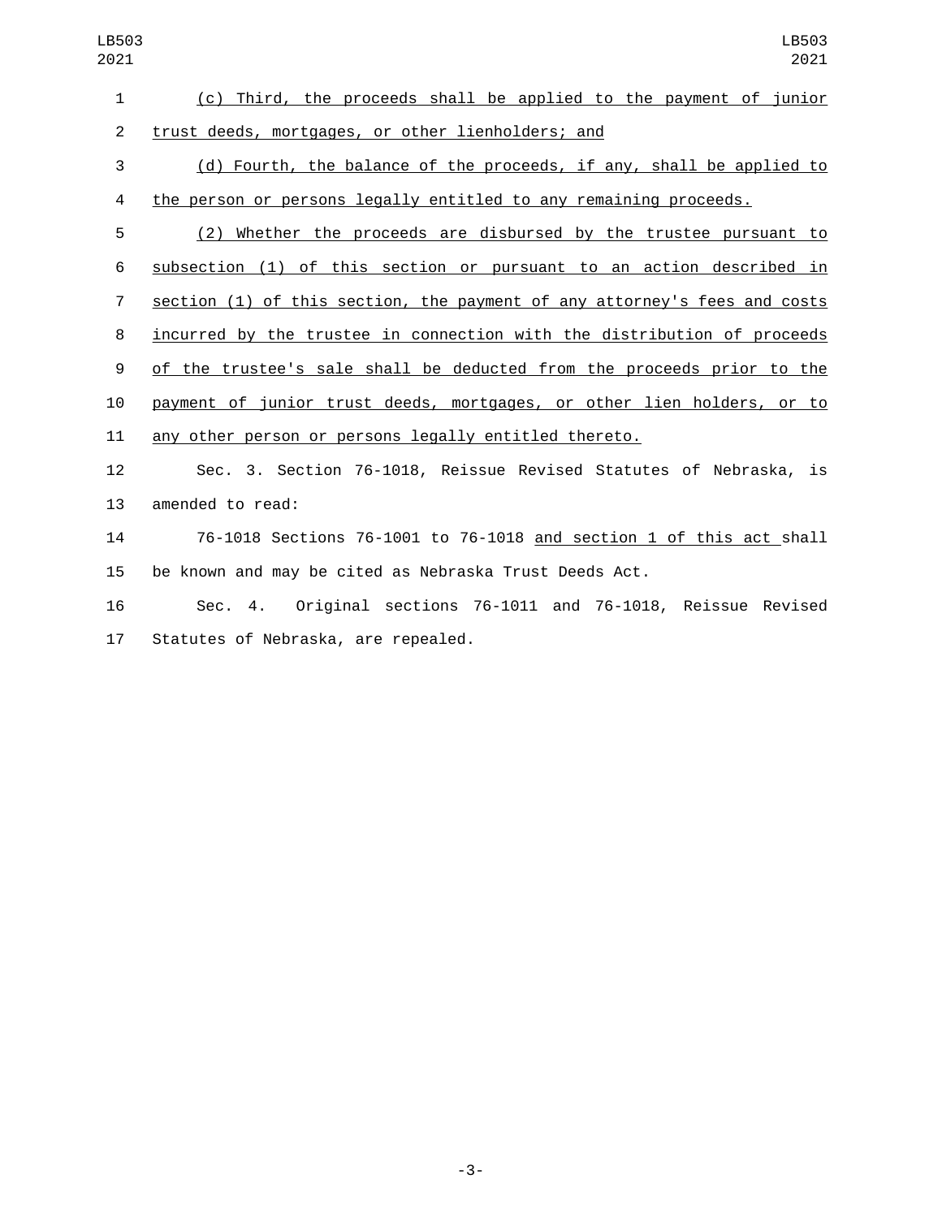(c) Third, the proceeds shall be applied to the payment of junior trust deeds, mortgages, or other lienholders; and

(d) Fourth, the balance of the proceeds, if any, shall be applied to the person or persons legally entitled to any remaining proceeds.

(2) Whether the proceeds are disbursed by the trustee pursuant to subsection (1) of this section or pursuant to an action described in section (1) of this section, the payment of any attorney's fees and costs incurred by the trustee in connection with the distribution of proceeds of the trustee's sale shall be deducted from the proceeds prior to the payment of junior trust deeds, mortgages, or other lien holders, or to any other person or persons legally entitled thereto.

Sec. 3. Section 76-1018, Reissue Revised Statutes of Nebraska, is amended to read:

76-1018 Sections 76-1001 to 76-1018 and section 1 of this act shall be known and may be cited as Nebraska Trust Deeds Act.

Sec. 4. Original sections 76-1011 and 76-1018, Reissue Revised Statutes of Nebraska, are repealed.